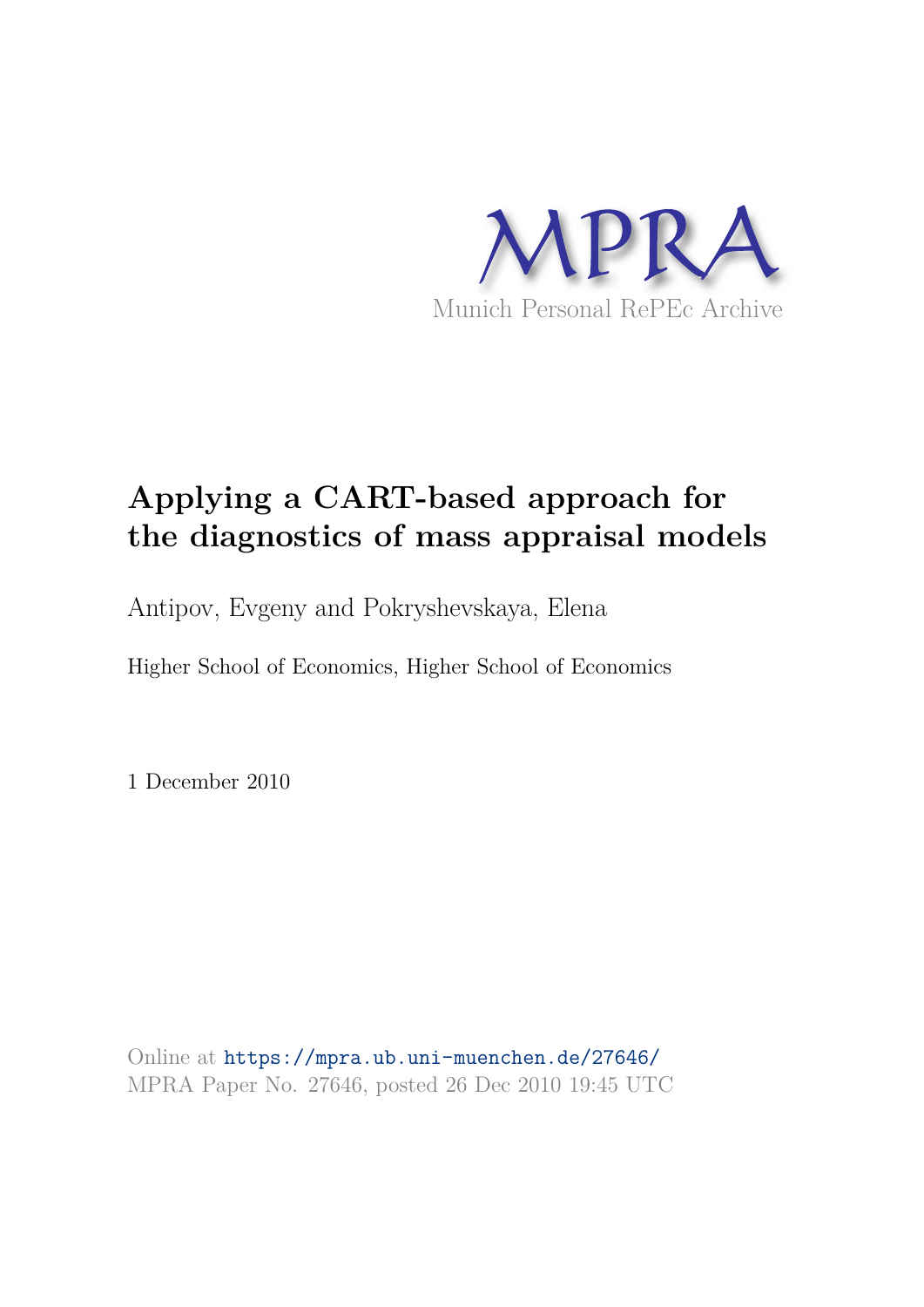MPRA

Munich Personal RePEc Archive

# Applying a CART-based approach for the diagnostics of mass appraisal models

Antipov, Evgeny and Pokryshevskaya, Elena

Higher School of Economics, Higher School of Economics

1 December 2010

Online at https://mpra.ub.uni-muenchen.de/27646/
MPRA Paper No. 27646, posted 26 Dec 2010 19:45 UTC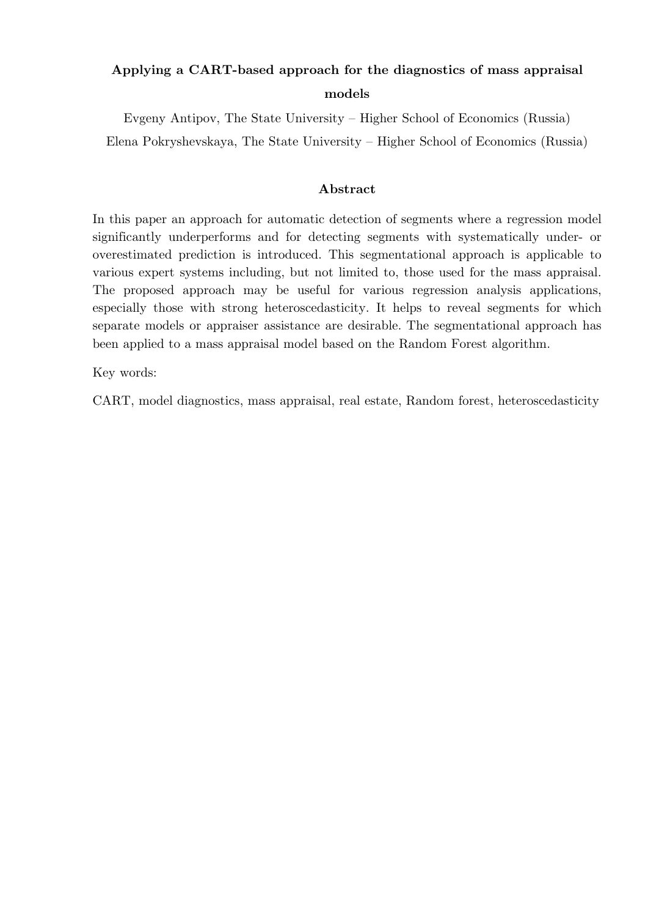**Applying a CART-based approach for the diagnostics of mass appraisal models**

Evgeny Antipov, The State University – Higher School of Economics (Russia)

Elena Pokryshevskaya, The State University – Higher School of Economics (Russia)

**Abstract**

In this paper an approach for automatic detection of segments where a regression model significantly underperforms and for detecting segments with systematically under- or overestimated prediction is introduced. This segmentational approach is applicable to various expert systems including, but not limited to, those used for the mass appraisal. The proposed approach may be useful for various regression analysis applications, especially those with strong heteroscedasticity. It helps to reveal segments for which separate models or appraiser assistance are desirable. The segmentational approach has been applied to a mass appraisal model based on the Random Forest algorithm.

Key words:

CART, model diagnostics, mass appraisal, real estate, Random forest, heteroscedasticity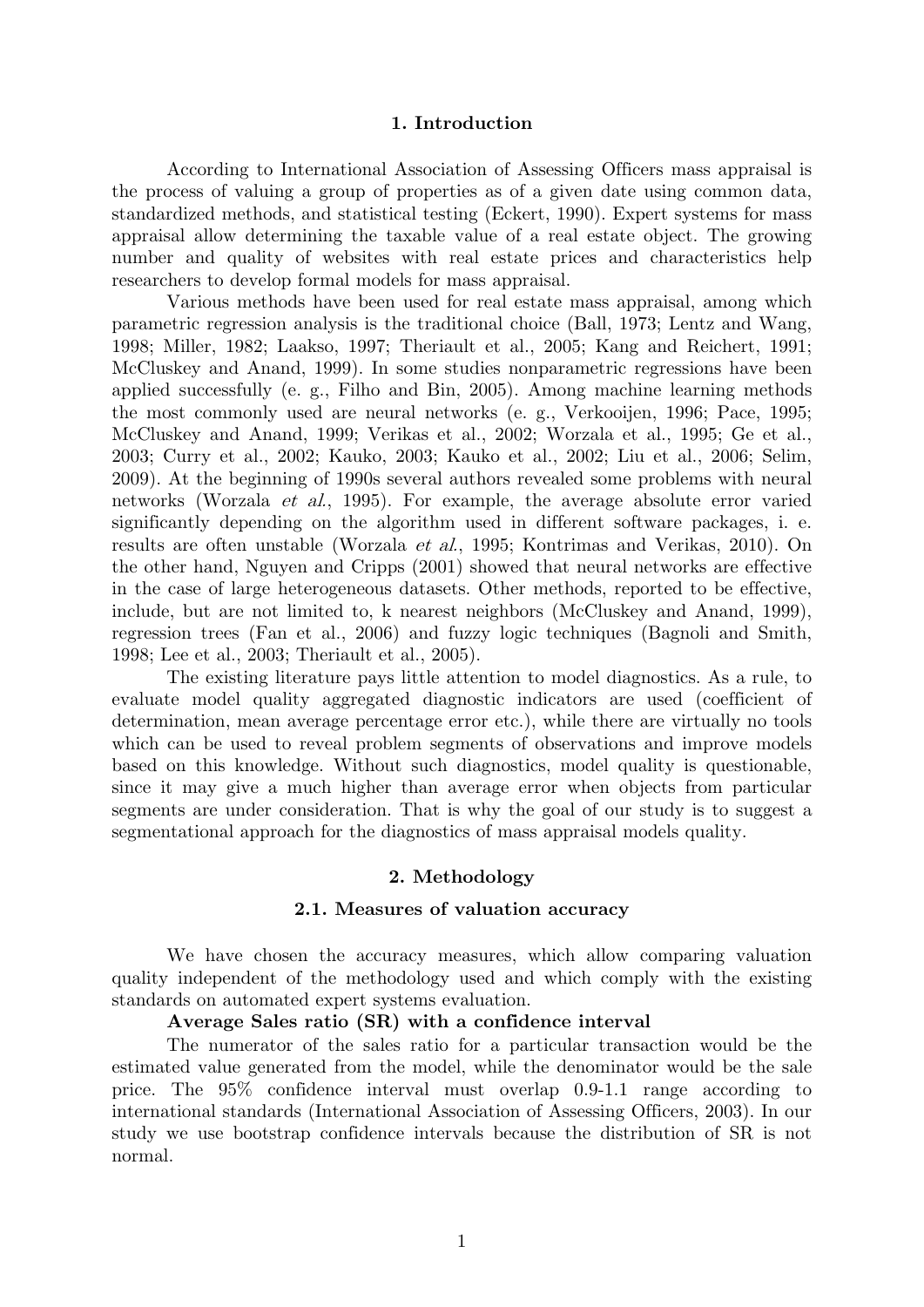## 1. Introduction

According to International Association of Assessing Officers mass appraisal is the process of valuing a group of properties as of a given date using common data, standardized methods, and statistical testing (Eckert, 1990). Expert systems for mass appraisal allow determining the taxable value of a real estate object. The growing number and quality of websites with real estate prices and characteristics help researchers to develop formal models for mass appraisal.

Various methods have been used for real estate mass appraisal, among which parametric regression analysis is the traditional choice (Ball, 1973; Lentz and Wang, 1998; Miller, 1982; Laakso, 1997; Theriault et al., 2005; Kang and Reichert, 1991; McCluskey and Anand, 1999). In some studies nonparametric regressions have been applied successfully (e. g., Filho and Bin, 2005). Among machine learning methods the most commonly used are neural networks (e. g., Verkooijen, 1996; Pace, 1995; McCluskey and Anand, 1999; Verikas et al., 2002; Worzala et al., 1995; Ge et al., 2003; Curry et al., 2002; Kauko, 2003; Kauko et al., 2002; Liu et al., 2006; Selim, 2009). At the beginning of 1990s several authors revealed some problems with neural networks (Worzala *et al.*, 1995). For example, the average absolute error varied significantly depending on the algorithm used in different software packages, i. e. results are often unstable (Worzala *et al.*, 1995; Kontrimas and Verikas, 2010). On the other hand, Nguyen and Cripps (2001) showed that neural networks are effective in the case of large heterogeneous datasets. Other methods, reported to be effective, include, but are not limited to, k nearest neighbors (McCluskey and Anand, 1999), regression trees (Fan et al., 2006) and fuzzy logic techniques (Bagnoli and Smith, 1998; Lee et al., 2003; Theriault et al., 2005).

The existing literature pays little attention to model diagnostics. As a rule, to evaluate model quality aggregated diagnostic indicators are used (coefficient of determination, mean average percentage error etc.), while there are virtually no tools which can be used to reveal problem segments of observations and improve models based on this knowledge. Without such diagnostics, model quality is questionable, since it may give a much higher than average error when objects from particular segments are under consideration. That is why the goal of our study is to suggest a segmentational approach for the diagnostics of mass appraisal models quality.

## 2. Methodology

### 2.1. Measures of valuation accuracy

We have chosen the accuracy measures, which allow comparing valuation quality independent of the methodology used and which comply with the existing standards on automated expert systems evaluation.

**Average Sales ratio (SR) with a confidence interval**

The numerator of the sales ratio for a particular transaction would be the estimated value generated from the model, while the denominator would be the sale price. The 95% confidence interval must overlap 0.9-1.1 range according to international standards (International Association of Assessing Officers, 2003). In our study we use bootstrap confidence intervals because the distribution of SR is not normal.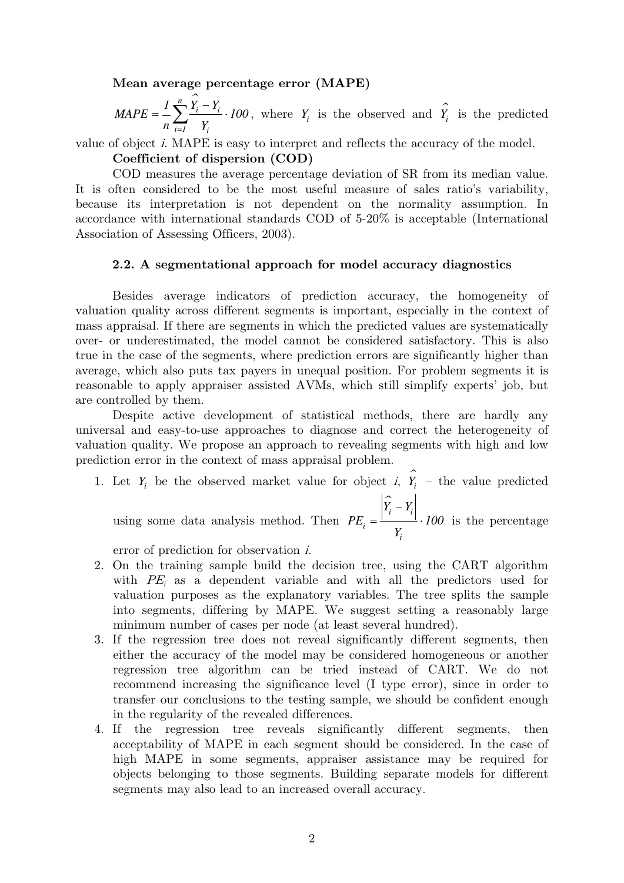**Mean average percentage error (MAPE)**

$MAPE = \frac{1}{n}\sum_{i=1}^{n}\frac{\hat{Y}_i - Y_i}{Y_i} \cdot 100$, where $Y_i$ is the observed and $\hat{Y}_i$ is the predicted value of object *i*. MAPE is easy to interpret and reflects the accuracy of the model.

**Coefficient of dispersion (COD)**

COD measures the average percentage deviation of SR from its median value. It is often considered to be the most useful measure of sales ratio's variability, because its interpretation is not dependent on the normality assumption. In accordance with international standards COD of 5-20% is acceptable (International Association of Assessing Officers, 2003).

### 2.2. A segmentational approach for model accuracy diagnostics

Besides average indicators of prediction accuracy, the homogeneity of valuation quality across different segments is important, especially in the context of mass appraisal. If there are segments in which the predicted values are systematically over- or underestimated, the model cannot be considered satisfactory. This is also true in the case of the segments, where prediction errors are significantly higher than average, which also puts tax payers in unequal position. For problem segments it is reasonable to apply appraiser assisted AVMs, which still simplify experts' job, but are controlled by them.

Despite active development of statistical methods, there are hardly any universal and easy-to-use approaches to diagnose and correct the heterogeneity of valuation quality. We propose an approach to revealing segments with high and low prediction error in the context of mass appraisal problem.

1. Let $Y_i$ be the observed market value for object *i*, $\hat{Y}_i$ – the value predicted using some data analysis method. Then $PE_i = \frac{|\hat{Y}_i - Y_i|}{Y_i} \cdot 100$ is the percentage error of prediction for observation *i*.
2. On the training sample build the decision tree, using the CART algorithm with $PE_i$ as a dependent variable and with all the predictors used for valuation purposes as the explanatory variables. The tree splits the sample into segments, differing by MAPE. We suggest setting a reasonably large minimum number of cases per node (at least several hundred).
3. If the regression tree does not reveal significantly different segments, then either the accuracy of the model may be considered homogeneous or another regression tree algorithm can be tried instead of CART. We do not recommend increasing the significance level (I type error), since in order to transfer our conclusions to the testing sample, we should be confident enough in the regularity of the revealed differences.
4. If the regression tree reveals significantly different segments, then acceptability of MAPE in each segment should be considered. In the case of high MAPE in some segments, appraiser assistance may be required for objects belonging to those segments. Building separate models for different segments may also lead to an increased overall accuracy.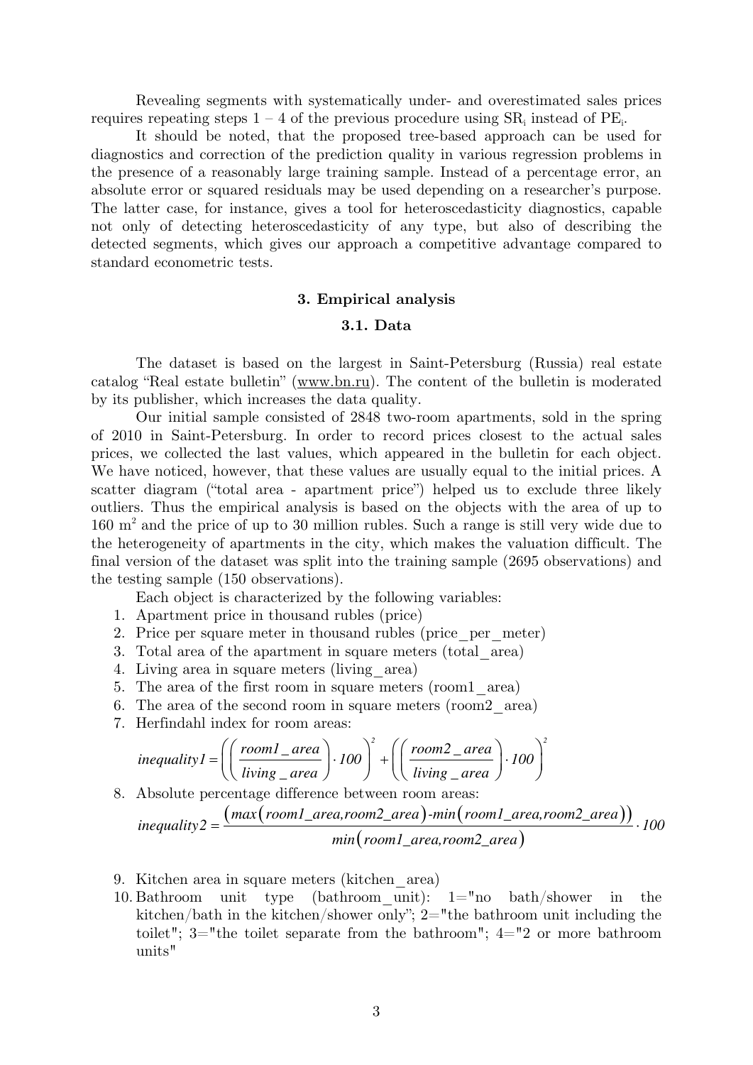Revealing segments with systematically under- and overestimated sales prices requires repeating steps 1 – 4 of the previous procedure using $SR_i$ instead of $PE_i$.

It should be noted, that the proposed tree-based approach can be used for diagnostics and correction of the prediction quality in various regression problems in the presence of a reasonably large training sample. Instead of a percentage error, an absolute error or squared residuals may be used depending on a researcher's purpose. The latter case, for instance, gives a tool for heteroscedasticity diagnostics, capable not only of detecting heteroscedasticity of any type, but also of describing the detected segments, which gives our approach a competitive advantage compared to standard econometric tests.

## 3. Empirical analysis

### 3.1. Data

The dataset is based on the largest in Saint-Petersburg (Russia) real estate catalog "Real estate bulletin" (www.bn.ru). The content of the bulletin is moderated by its publisher, which increases the data quality.

Our initial sample consisted of 2848 two-room apartments, sold in the spring of 2010 in Saint-Petersburg. In order to record prices closest to the actual sales prices, we collected the last values, which appeared in the bulletin for each object. We have noticed, however, that these values are usually equal to the initial prices. A scatter diagram ("total area - apartment price") helped us to exclude three likely outliers. Thus the empirical analysis is based on the objects with the area of up to 160 $m^2$ and the price of up to 30 million rubles. Such a range is still very wide due to the heterogeneity of apartments in the city, which makes the valuation difficult. The final version of the dataset was split into the training sample (2695 observations) and the testing sample (150 observations).

Each object is characterized by the following variables:

1. Apartment price in thousand rubles (price)
2. Price per square meter in thousand rubles (price_per_meter)
3. Total area of the apartment in square meters (total_area)
4. Living area in square meters (living_area)
5. The area of the first room in square meters (room1_area)
6. The area of the second room in square meters (room2_area)
7. Herfindahl index for room areas:

$$inequality1 = \left( \left( \frac{room1\_area}{living\_area} \right) \cdot 100 \right)^2 + \left( \left( \frac{room2\_area}{living\_area} \right) \cdot 100 \right)^2$$

8. Absolute percentage difference between room areas:

$$inequality2 = \frac{\left( max\left( room1\_area, room2\_area \right) - min\left( room1\_area, room2\_area \right) \right)}{min\left( room1\_area, room2\_area \right)} \cdot 100$$

9. Kitchen area in square meters (kitchen_area)
10. Bathroom unit type (bathroom_unit): 1="no bath/shower in the kitchen/bath in the kitchen/shower only"; 2="the bathroom unit including the toilet"; 3="the toilet separate from the bathroom"; 4="2 or more bathroom units"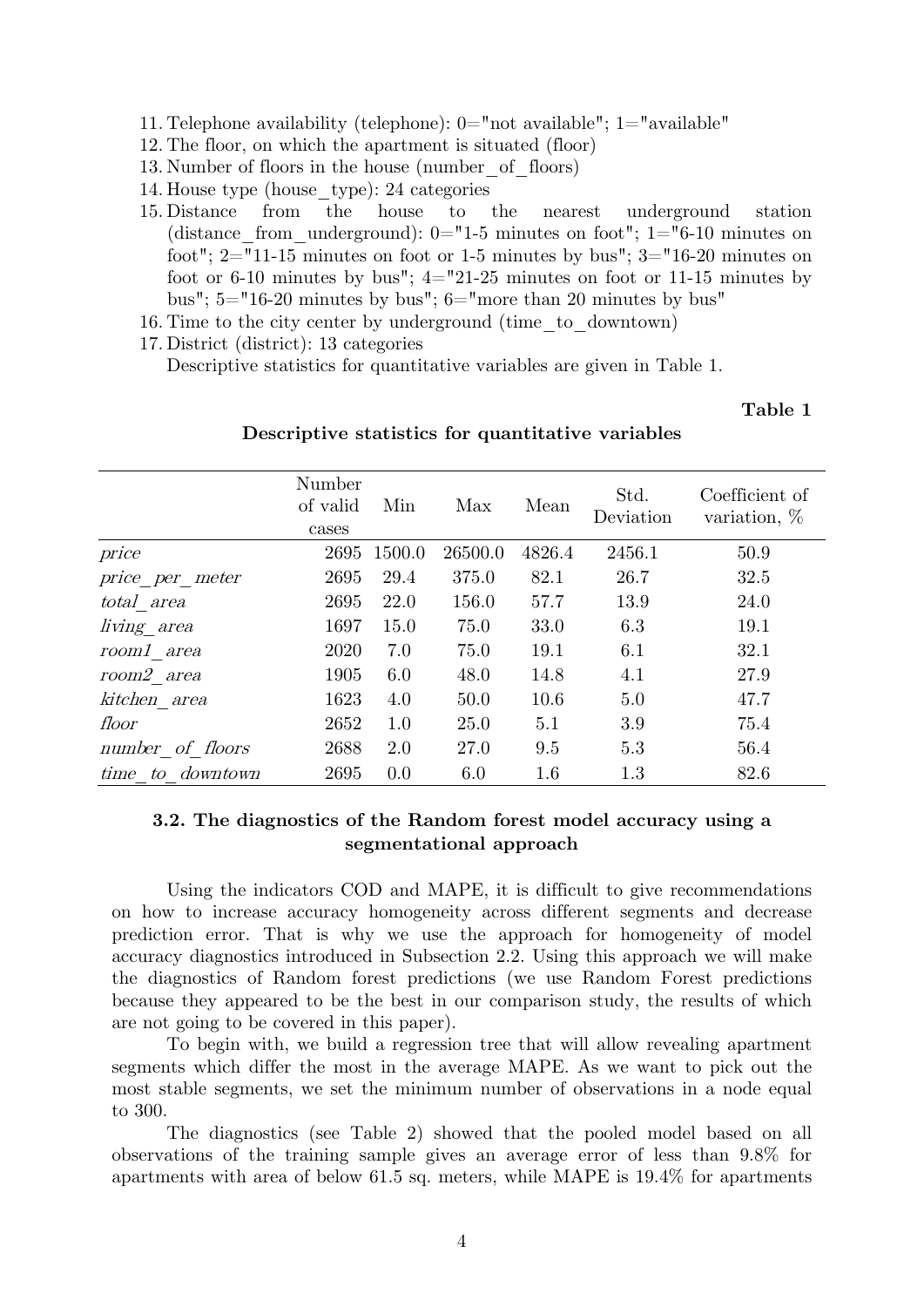11. Telephone availability (telephone): 0="not available"; 1="available"
12. The floor, on which the apartment is situated (floor)
13. Number of floors in the house (number_of_floors)
14. House type (house_type): 24 categories
15. Distance from the house to the nearest underground station (distance_from_underground): 0="1-5 minutes on foot"; 1="6-10 minutes on foot"; 2="11-15 minutes on foot or 1-5 minutes by bus"; 3="16-20 minutes on foot or 6-10 minutes by bus"; 4="21-25 minutes on foot or 11-15 minutes by bus"; 5="16-20 minutes by bus"; 6="more than 20 minutes by bus"
16. Time to the city center by underground (time_to_downtown)
17. District (district): 13 categories

Descriptive statistics for quantitative variables are given in Table 1.

**Table 1**

**Descriptive statistics for quantitative variables**

| | Number of valid cases | Min | Max | Mean | Std. Deviation | Coefficient of variation, % |
|---|---|---|---|---|---|---|
| *price* | 2695 | 1500.0 | 26500.0 | 4826.4 | 2456.1 | 50.9 |
| *price_per_meter* | 2695 | 29.4 | 375.0 | 82.1 | 26.7 | 32.5 |
| *total_area* | 2695 | 22.0 | 156.0 | 57.7 | 13.9 | 24.0 |
| *living_area* | 1697 | 15.0 | 75.0 | 33.0 | 6.3 | 19.1 |
| *room1_area* | 2020 | 7.0 | 75.0 | 19.1 | 6.1 | 32.1 |
| *room2_area* | 1905 | 6.0 | 48.0 | 14.8 | 4.1 | 27.9 |
| *kitchen_area* | 1623 | 4.0 | 50.0 | 10.6 | 5.0 | 47.7 |
| *floor* | 2652 | 1.0 | 25.0 | 5.1 | 3.9 | 75.4 |
| *number_of_floors* | 2688 | 2.0 | 27.0 | 9.5 | 5.3 | 56.4 |
| *time_to_downtown* | 2695 | 0.0 | 6.0 | 1.6 | 1.3 | 82.6 |

### 3.2. The diagnostics of the Random forest model accuracy using a segmentational approach

Using the indicators COD and MAPE, it is difficult to give recommendations on how to increase accuracy homogeneity across different segments and decrease prediction error. That is why we use the approach for homogeneity of model accuracy diagnostics introduced in Subsection 2.2. Using this approach we will make the diagnostics of Random forest predictions (we use Random Forest predictions because they appeared to be the best in our comparison study, the results of which are not going to be covered in this paper).

To begin with, we build a regression tree that will allow revealing apartment segments which differ the most in the average MAPE. As we want to pick out the most stable segments, we set the minimum number of observations in a node equal to 300.

The diagnostics (see Table 2) showed that the pooled model based on all observations of the training sample gives an average error of less than 9.8% for apartments with area of below 61.5 sq. meters, while MAPE is 19.4% for apartments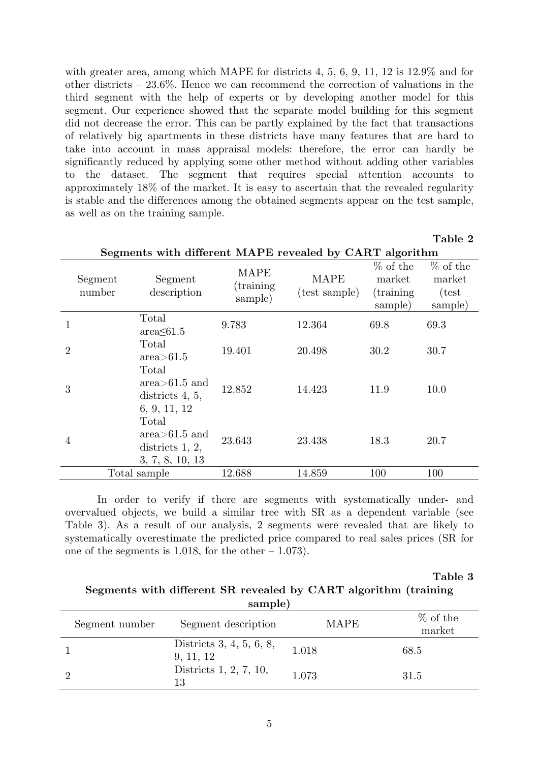with greater area, among which MAPE for districts 4, 5, 6, 9, 11, 12 is 12.9% and for other districts – 23.6%. Hence we can recommend the correction of valuations in the third segment with the help of experts or by developing another model for this segment. Our experience showed that the separate model building for this segment did not decrease the error. This can be partly explained by the fact that transactions of relatively big apartments in these districts have many features that are hard to take into account in mass appraisal models: therefore, the error can hardly be significantly reduced by applying some other method without adding other variables to the dataset. The segment that requires special attention accounts to approximately 18% of the market. It is easy to ascertain that the revealed regularity is stable and the differences among the obtained segments appear on the test sample, as well as on the training sample.

**Table 2**

**Segments with different MAPE revealed by CART algorithm**

| Segment number | Segment description | MAPE (training sample) | MAPE (test sample) | % of the market (training sample) | % of the market (test sample) |
|---|---|---|---|---|---|
| 1 | Total area≤61.5 | 9.783 | 12.364 | 69.8 | 69.3 |
| 2 | Total area>61.5 | 19.401 | 20.498 | 30.2 | 30.7 |
| 3 | Total area>61.5 and districts 4, 5, 6, 9, 11, 12 | 12.852 | 14.423 | 11.9 | 10.0 |
| 4 | Total area>61.5 and districts 1, 2, 3, 7, 8, 10, 13 | 23.643 | 23.438 | 18.3 | 20.7 |
| Total sample | | 12.688 | 14.859 | 100 | 100 |

In order to verify if there are segments with systematically under- and overvalued objects, we build a similar tree with SR as a dependent variable (see Table 3). As a result of our analysis, 2 segments were revealed that are likely to systematically overestimate the predicted price compared to real sales prices (SR for one of the segments is 1.018, for the other – 1.073).

**Table 3**

**Segments with different SR revealed by CART algorithm (training sample)**

| Segment number | Segment description | MAPE | % of the market |
|---|---|---|---|
| 1 | Districts 3, 4, 5, 6, 8, 9, 11, 12 | 1.018 | 68.5 |
| 2 | Districts 1, 2, 7, 10, 13 | 1.073 | 31.5 |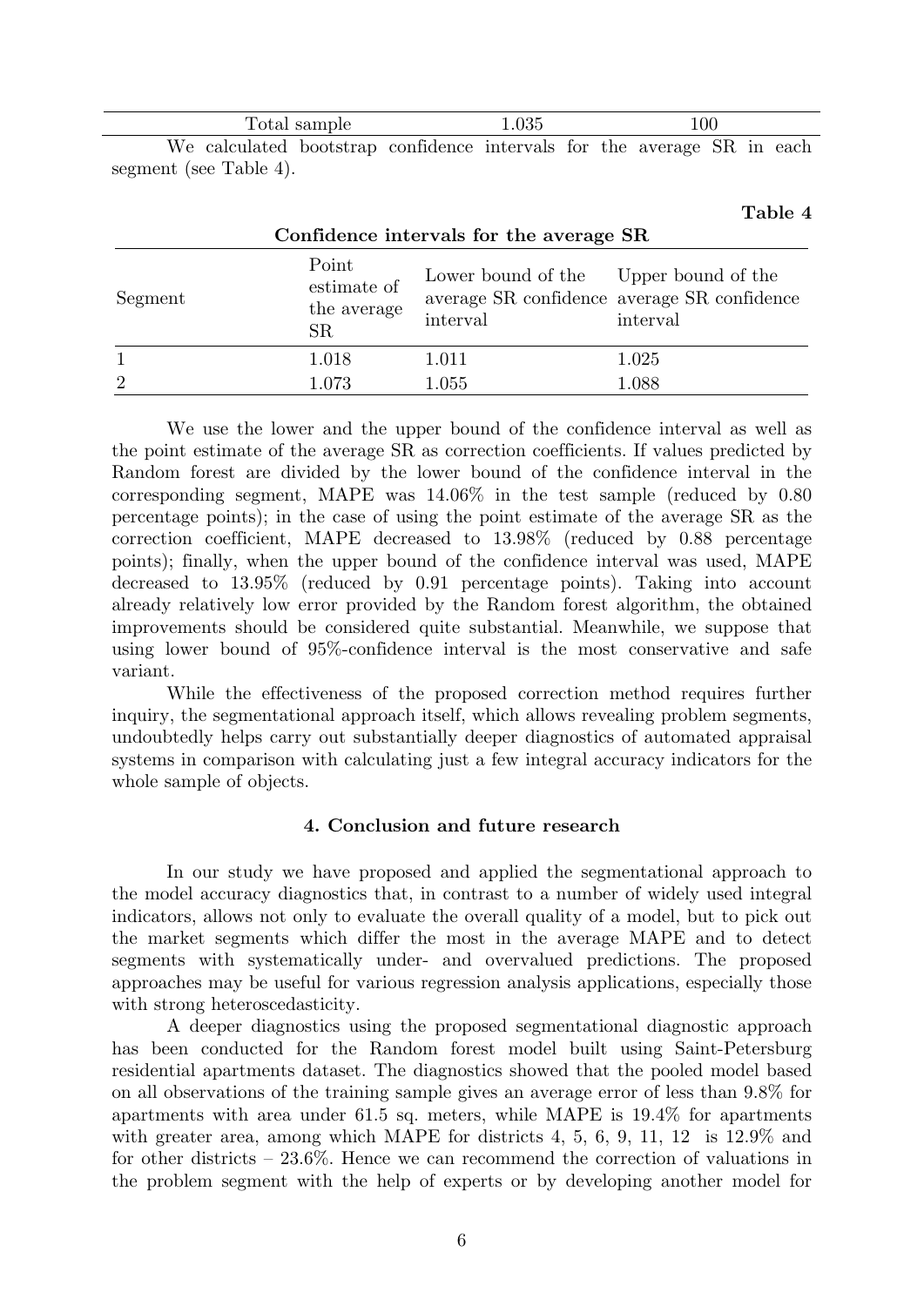| Total sample | 1.035 | 100 |
|---|---|---|

We calculated bootstrap confidence intervals for the average SR in each segment (see Table 4).

**Table 4**

**Confidence intervals for the average SR**

| Segment | Point estimate of the average SR | Lower bound of the average SR confidence interval | Upper bound of the average SR confidence interval |
|---|---|---|---|
| 1 | 1.018 | 1.011 | 1.025 |
| 2 | 1.073 | 1.055 | 1.088 |

We use the lower and the upper bound of the confidence interval as well as the point estimate of the average SR as correction coefficients. If values predicted by Random forest are divided by the lower bound of the confidence interval in the corresponding segment, MAPE was 14.06% in the test sample (reduced by 0.80 percentage points); in the case of using the point estimate of the average SR as the correction coefficient, MAPE decreased to 13.98% (reduced by 0.88 percentage points); finally, when the upper bound of the confidence interval was used, MAPE decreased to 13.95% (reduced by 0.91 percentage points). Taking into account already relatively low error provided by the Random forest algorithm, the obtained improvements should be considered quite substantial. Meanwhile, we suppose that using lower bound of 95%-confidence interval is the most conservative and safe variant.

While the effectiveness of the proposed correction method requires further inquiry, the segmentational approach itself, which allows revealing problem segments, undoubtedly helps carry out substantially deeper diagnostics of automated appraisal systems in comparison with calculating just a few integral accuracy indicators for the whole sample of objects.

## 4. Conclusion and future research

In our study we have proposed and applied the segmentational approach to the model accuracy diagnostics that, in contrast to a number of widely used integral indicators, allows not only to evaluate the overall quality of a model, but to pick out the market segments which differ the most in the average MAPE and to detect segments with systematically under- and overvalued predictions. The proposed approaches may be useful for various regression analysis applications, especially those with strong heteroscedasticity.

A deeper diagnostics using the proposed segmentational diagnostic approach has been conducted for the Random forest model built using Saint-Petersburg residential apartments dataset. The diagnostics showed that the pooled model based on all observations of the training sample gives an average error of less than 9.8% for apartments with area under 61.5 sq. meters, while MAPE is 19.4% for apartments with greater area, among which MAPE for districts 4, 5, 6, 9, 11, 12 is 12.9% and for other districts – 23.6%. Hence we can recommend the correction of valuations in the problem segment with the help of experts or by developing another model for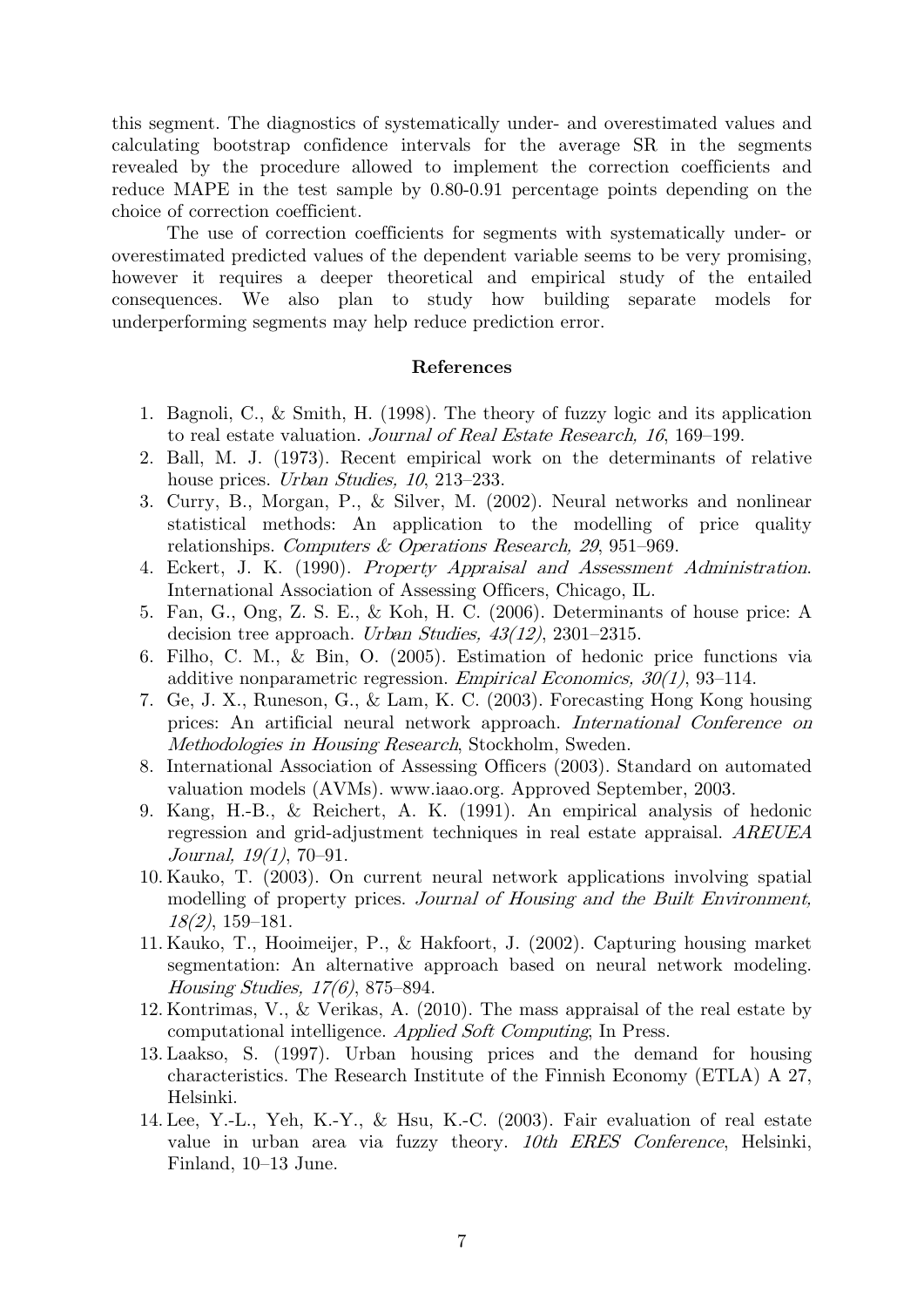this segment. The diagnostics of systematically under- and overestimated values and calculating bootstrap confidence intervals for the average SR in the segments revealed by the procedure allowed to implement the correction coefficients and reduce MAPE in the test sample by 0.80-0.91 percentage points depending on the choice of correction coefficient.

The use of correction coefficients for segments with systematically under- or overestimated predicted values of the dependent variable seems to be very promising, however it requires a deeper theoretical and empirical study of the entailed consequences. We also plan to study how building separate models for underperforming segments may help reduce prediction error.

## References

1. Bagnoli, C., & Smith, H. (1998). The theory of fuzzy logic and its application to real estate valuation. *Journal of Real Estate Research, 16*, 169–199.
2. Ball, M. J. (1973). Recent empirical work on the determinants of relative house prices. *Urban Studies, 10*, 213–233.
3. Curry, B., Morgan, P., & Silver, M. (2002). Neural networks and nonlinear statistical methods: An application to the modelling of price quality relationships. *Computers & Operations Research, 29*, 951–969.
4. Eckert, J. K. (1990). *Property Appraisal and Assessment Administration*. International Association of Assessing Officers, Chicago, IL.
5. Fan, G., Ong, Z. S. E., & Koh, H. C. (2006). Determinants of house price: A decision tree approach. *Urban Studies, 43(12)*, 2301–2315.
6. Filho, C. M., & Bin, O. (2005). Estimation of hedonic price functions via additive nonparametric regression. *Empirical Economics, 30(1)*, 93–114.
7. Ge, J. X., Runeson, G., & Lam, K. C. (2003). Forecasting Hong Kong housing prices: An artificial neural network approach. *International Conference on Methodologies in Housing Research*, Stockholm, Sweden.
8. International Association of Assessing Officers (2003). Standard on automated valuation models (AVMs). www.iaao.org. Approved September, 2003.
9. Kang, H.-B., & Reichert, A. K. (1991). An empirical analysis of hedonic regression and grid-adjustment techniques in real estate appraisal. *AREUEA Journal, 19(1)*, 70–91.
10. Kauko, T. (2003). On current neural network applications involving spatial modelling of property prices. *Journal of Housing and the Built Environment, 18(2)*, 159–181.
11. Kauko, T., Hooimeijer, P., & Hakfoort, J. (2002). Capturing housing market segmentation: An alternative approach based on neural network modeling. *Housing Studies, 17(6)*, 875–894.
12. Kontrimas, V., & Verikas, A. (2010). The mass appraisal of the real estate by computational intelligence. *Applied Soft Computing*, In Press.
13. Laakso, S. (1997). Urban housing prices and the demand for housing characteristics. The Research Institute of the Finnish Economy (ETLA) A 27, Helsinki.
14. Lee, Y.-L., Yeh, K.-Y., & Hsu, K.-C. (2003). Fair evaluation of real estate value in urban area via fuzzy theory. *10th ERES Conference*, Helsinki, Finland, 10–13 June.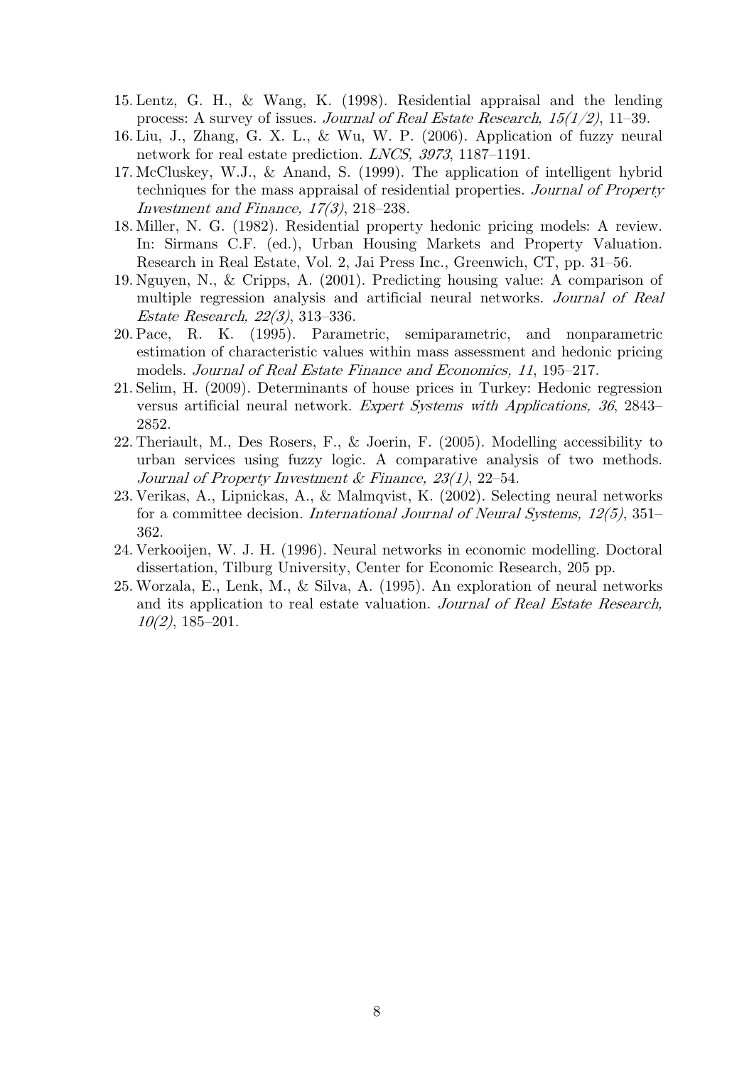15. Lentz, G. H., & Wang, K. (1998). Residential appraisal and the lending process: A survey of issues. *Journal of Real Estate Research, 15(1/2)*, 11–39.
16. Liu, J., Zhang, G. X. L., & Wu, W. P. (2006). Application of fuzzy neural network for real estate prediction. *LNCS, 3973*, 1187–1191.
17. McCluskey, W.J., & Anand, S. (1999). The application of intelligent hybrid techniques for the mass appraisal of residential properties. *Journal of Property Investment and Finance, 17(3)*, 218–238.
18. Miller, N. G. (1982). Residential property hedonic pricing models: A review. In: Sirmans C.F. (ed.), Urban Housing Markets and Property Valuation. Research in Real Estate, Vol. 2, Jai Press Inc., Greenwich, CT, pp. 31–56.
19. Nguyen, N., & Cripps, A. (2001). Predicting housing value: A comparison of multiple regression analysis and artificial neural networks. *Journal of Real Estate Research, 22(3)*, 313–336.
20. Pace, R. K. (1995). Parametric, semiparametric, and nonparametric estimation of characteristic values within mass assessment and hedonic pricing models. *Journal of Real Estate Finance and Economics, 11*, 195–217.
21. Selim, H. (2009). Determinants of house prices in Turkey: Hedonic regression versus artificial neural network. *Expert Systems with Applications, 36*, 2843–2852.
22. Theriault, M., Des Rosers, F., & Joerin, F. (2005). Modelling accessibility to urban services using fuzzy logic. A comparative analysis of two methods. *Journal of Property Investment & Finance, 23(1)*, 22–54.
23. Verikas, A., Lipnickas, A., & Malmqvist, K. (2002). Selecting neural networks for a committee decision. *International Journal of Neural Systems, 12(5)*, 351–362.
24. Verkooijen, W. J. H. (1996). Neural networks in economic modelling. Doctoral dissertation, Tilburg University, Center for Economic Research, 205 pp.
25. Worzala, E., Lenk, M., & Silva, A. (1995). An exploration of neural networks and its application to real estate valuation. *Journal of Real Estate Research, 10(2)*, 185–201.